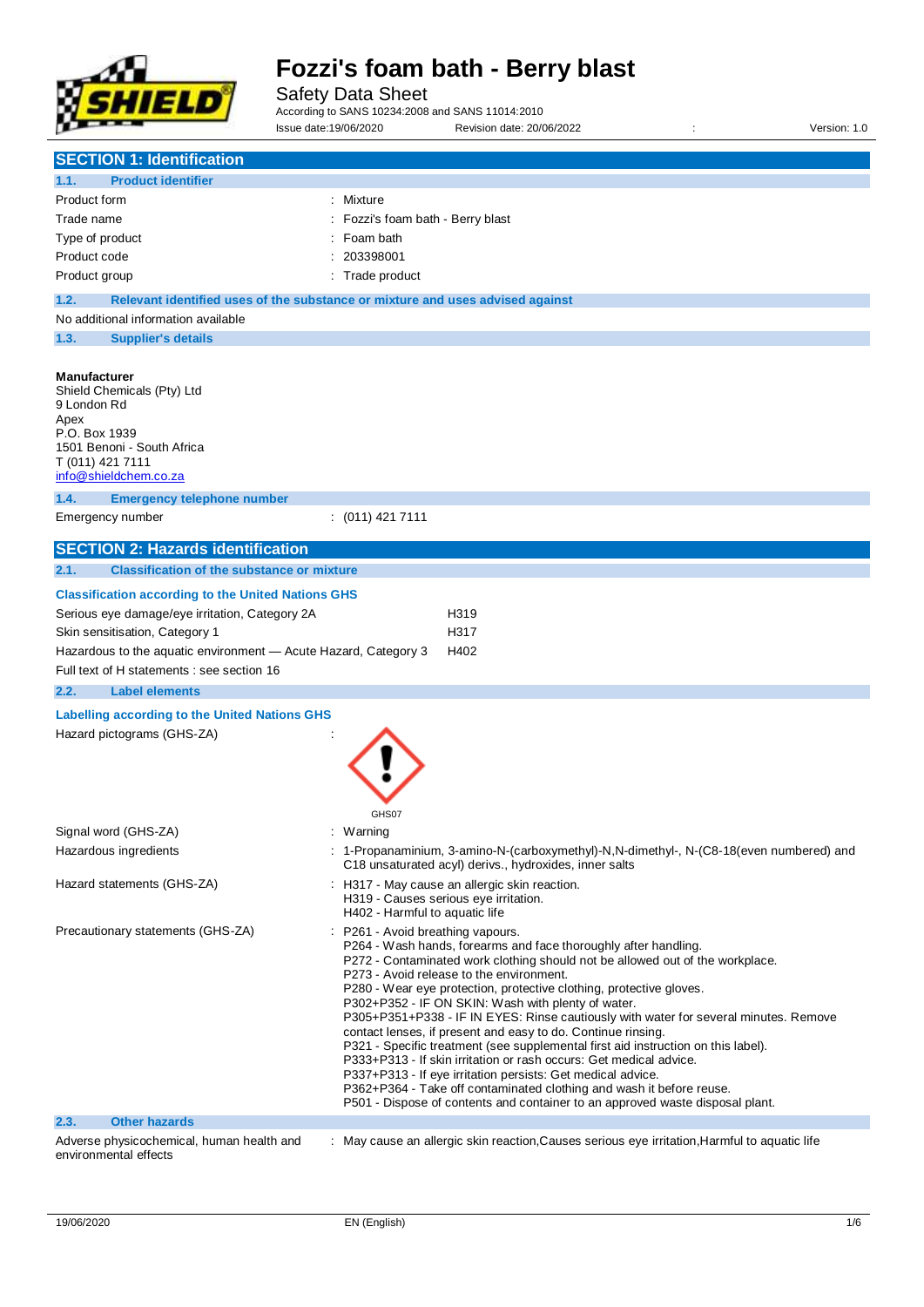# Fozzi's foam bath - Berry blast

Safety Data Sheet

According to SANS 10234:2008 and SANS 11014:2010

Issue date:19/06/2020 Revision date: 20/06/2022 : Version: 1.0

## SECTION 1: Identification

### 1.1. Product identifier

| | |
|---|---|
| Product form | : Mixture |
| Trade name | : Fozzi's foam bath - Berry blast |
| Type of product | : Foam bath |
| Product code | : 203398001 |
| Product group | : Trade product |

### 1.2. Relevant identified uses of the substance or mixture and uses advised against

No additional information available

### 1.3. Supplier's details

**Manufacturer**
Shield Chemicals (Pty) Ltd
9 London Rd
Apex
P.O. Box 1939
1501 Benoni - South Africa
T (011) 421 7111
info@shieldchem.co.za

### 1.4. Emergency telephone number

| | |
|---|---|
| Emergency number | : (011) 421 7111 |

## SECTION 2: Hazards identification

### 2.1. Classification of the substance or mixture

**Classification according to the United Nations GHS**

| | |
|---|---|
| Serious eye damage/eye irritation, Category 2A | H319 |
| Skin sensitisation, Category 1 | H317 |
| Hazardous to the aquatic environment — Acute Hazard, Category 3 | H402 |

Full text of H statements : see section 16

### 2.2. Label elements

**Labelling according to the United Nations GHS**

Hazard pictograms (GHS-ZA) :

GHS07

Signal word (GHS-ZA) : Warning

Hazardous ingredients : 1-Propanaminium, 3-amino-N-(carboxymethyl)-N,N-dimethyl-, N-(C8-18(even numbered) and C18 unsaturated acyl) derivs., hydroxides, inner salts

Hazard statements (GHS-ZA) :
- H317 - May cause an allergic skin reaction.
- H319 - Causes serious eye irritation.
- H402 - Harmful to aquatic life

Precautionary statements (GHS-ZA) :
- P261 - Avoid breathing vapours.
- P264 - Wash hands, forearms and face thoroughly after handling.
- P272 - Contaminated work clothing should not be allowed out of the workplace.
- P273 - Avoid release to the environment.
- P280 - Wear eye protection, protective clothing, protective gloves.
- P302+P352 - IF ON SKIN: Wash with plenty of water.
- P305+P351+P338 - IF IN EYES: Rinse cautiously with water for several minutes. Remove contact lenses, if present and easy to do. Continue rinsing.
- P321 - Specific treatment (see supplemental first aid instruction on this label).
- P333+P313 - If skin irritation or rash occurs: Get medical advice.
- P337+P313 - If eye irritation persists: Get medical advice.
- P362+P364 - Take off contaminated clothing and wash it before reuse.
- P501 - Dispose of contents and container to an approved waste disposal plant.

### 2.3. Other hazards

Adverse physicochemical, human health and environmental effects : May cause an allergic skin reaction,Causes serious eye irritation,Harmful to aquatic life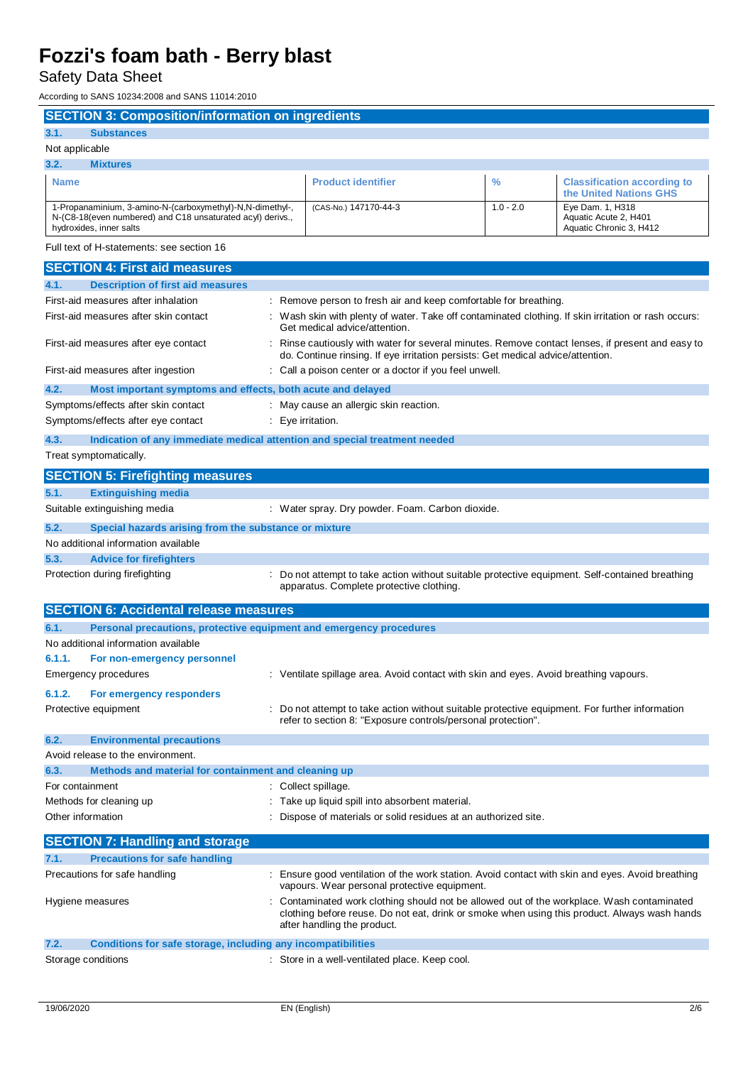# Fozzi's foam bath - Berry blast

Safety Data Sheet

According to SANS 10234:2008 and SANS 11014:2010

## SECTION 3: Composition/information on ingredients

### 3.1. Substances

Not applicable

### 3.2. Mixtures

| Name | Product identifier | % | Classification according to the United Nations GHS |
|---|---|---|---|
| 1-Propanaminium, 3-amino-N-(carboxymethyl)-N,N-dimethyl-, N-(C8-18(even numbered) and C18 unsaturated acyl) derivs., hydroxides, inner salts | (CAS-No.) 147170-44-3 | 1.0 - 2.0 | Eye Dam. 1, H318<br>Aquatic Acute 2, H401<br>Aquatic Chronic 3, H412 |

Full text of H-statements: see section 16

## SECTION 4: First aid measures

### 4.1. Description of first aid measures

First-aid measures after inhalation : Remove person to fresh air and keep comfortable for breathing.

First-aid measures after skin contact : Wash skin with plenty of water. Take off contaminated clothing. If skin irritation or rash occurs: Get medical advice/attention.

First-aid measures after eye contact : Rinse cautiously with water for several minutes. Remove contact lenses, if present and easy to do. Continue rinsing. If eye irritation persists: Get medical advice/attention.

First-aid measures after ingestion : Call a poison center or a doctor if you feel unwell.

### 4.2. Most important symptoms and effects, both acute and delayed

Symptoms/effects after skin contact : May cause an allergic skin reaction.

Symptoms/effects after eye contact : Eye irritation.

### 4.3. Indication of any immediate medical attention and special treatment needed

Treat symptomatically.

## SECTION 5: Firefighting measures

### 5.1. Extinguishing media

Suitable extinguishing media : Water spray. Dry powder. Foam. Carbon dioxide.

### 5.2. Special hazards arising from the substance or mixture

No additional information available

### 5.3. Advice for firefighters

Protection during firefighting : Do not attempt to take action without suitable protective equipment. Self-contained breathing apparatus. Complete protective clothing.

## SECTION 6: Accidental release measures

### 6.1. Personal precautions, protective equipment and emergency procedures

No additional information available

#### 6.1.1. For non-emergency personnel

Emergency procedures : Ventilate spillage area. Avoid contact with skin and eyes. Avoid breathing vapours.

#### 6.1.2. For emergency responders

Protective equipment : Do not attempt to take action without suitable protective equipment. For further information refer to section 8: "Exposure controls/personal protection".

### 6.2. Environmental precautions

Avoid release to the environment.

### 6.3. Methods and material for containment and cleaning up

For containment : Collect spillage.

Methods for cleaning up : Take up liquid spill into absorbent material.

Other information : Dispose of materials or solid residues at an authorized site.

## SECTION 7: Handling and storage

### 7.1. Precautions for safe handling

Precautions for safe handling : Ensure good ventilation of the work station. Avoid contact with skin and eyes. Avoid breathing vapours. Wear personal protective equipment.

Hygiene measures : Contaminated work clothing should not be allowed out of the workplace. Wash contaminated clothing before reuse. Do not eat, drink or smoke when using this product. Always wash hands after handling the product.

### 7.2. Conditions for safe storage, including any incompatibilities

Storage conditions : Store in a well-ventilated place. Keep cool.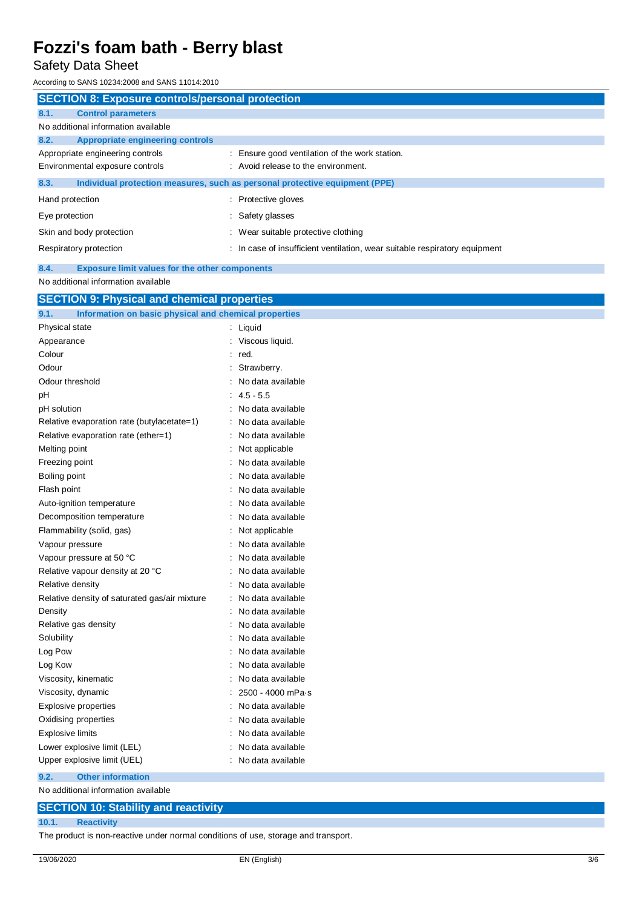## SECTION 8: Exposure controls/personal protection

### 8.1. Control parameters

No additional information available

### 8.2. Appropriate engineering controls

| | |
|---|---|
| Appropriate engineering controls | : Ensure good ventilation of the work station. |
| Environmental exposure controls | : Avoid release to the environment. |

### 8.3. Individual protection measures, such as personal protective equipment (PPE)

| | |
|---|---|
| Hand protection | : Protective gloves |
| Eye protection | : Safety glasses |
| Skin and body protection | : Wear suitable protective clothing |
| Respiratory protection | : In case of insufficient ventilation, wear suitable respiratory equipment |

### 8.4. Exposure limit values for the other components

No additional information available

## SECTION 9: Physical and chemical properties

### 9.1. Information on basic physical and chemical properties

| | |
|---|---|
| Physical state | : Liquid |
| Appearance | : Viscous liquid. |
| Colour | : red. |
| Odour | : Strawberry. |
| Odour threshold | : No data available |
| pH | : 4.5 - 5.5 |
| pH solution | : No data available |
| Relative evaporation rate (butylacetate=1) | : No data available |
| Relative evaporation rate (ether=1) | : No data available |
| Melting point | : Not applicable |
| Freezing point | : No data available |
| Boiling point | : No data available |
| Flash point | : No data available |
| Auto-ignition temperature | : No data available |
| Decomposition temperature | : No data available |
| Flammability (solid, gas) | : Not applicable |
| Vapour pressure | : No data available |
| Vapour pressure at 50 °C | : No data available |
| Relative vapour density at 20 °C | : No data available |
| Relative density | : No data available |
| Relative density of saturated gas/air mixture | : No data available |
| Density | : No data available |
| Relative gas density | : No data available |
| Solubility | : No data available |
| Log Pow | : No data available |
| Log Kow | : No data available |
| Viscosity, kinematic | : No data available |
| Viscosity, dynamic | : 2500 - 4000 mPa·s |
| Explosive properties | : No data available |
| Oxidising properties | : No data available |
| Explosive limits | : No data available |
| Lower explosive limit (LEL) | : No data available |
| Upper explosive limit (UEL) | : No data available |

### 9.2. Other information

No additional information available

## SECTION 10: Stability and reactivity

### 10.1. Reactivity

The product is non-reactive under normal conditions of use, storage and transport.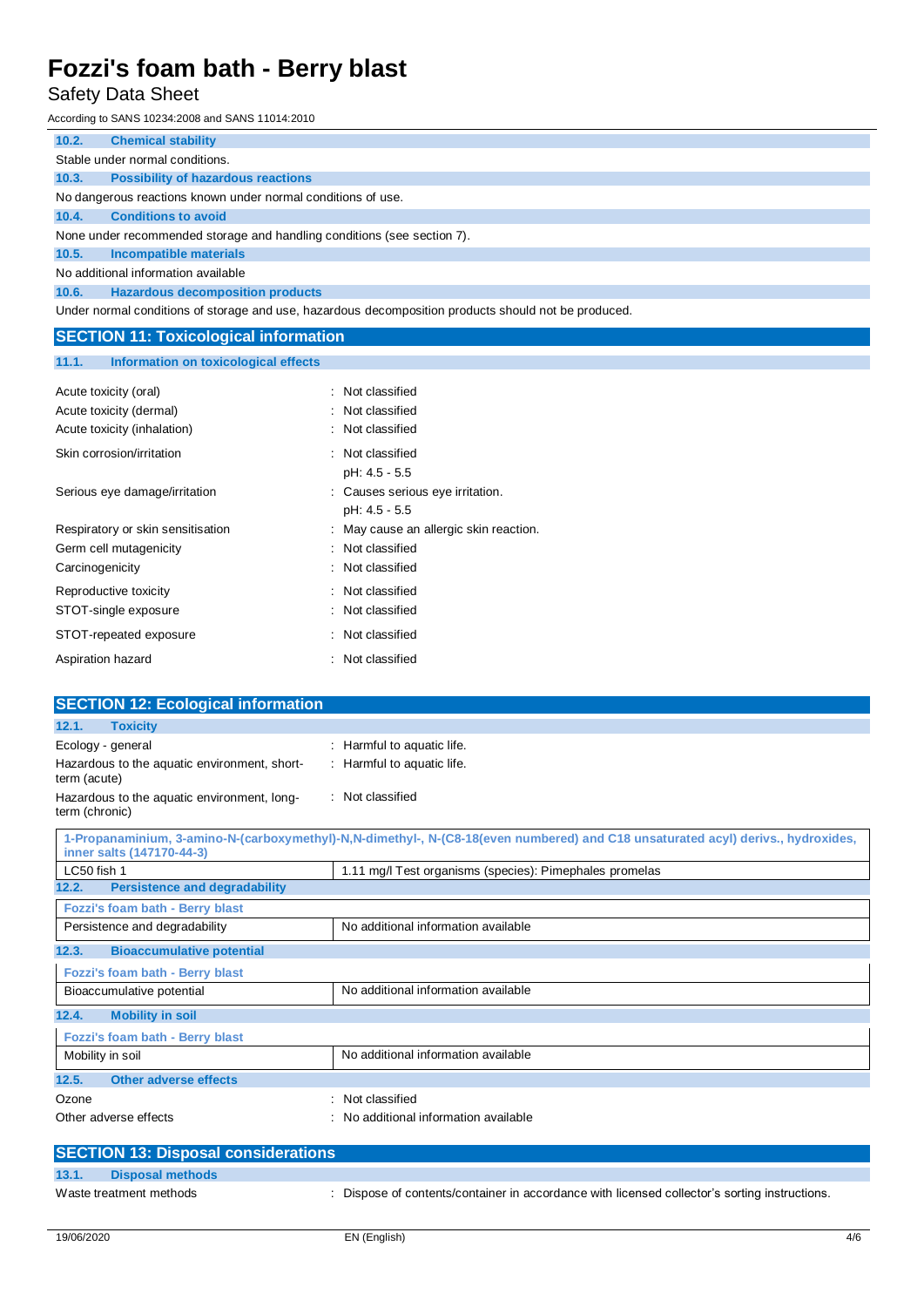### 10.2. Chemical stability

Stable under normal conditions.

### 10.3. Possibility of hazardous reactions

No dangerous reactions known under normal conditions of use.

### 10.4. Conditions to avoid

None under recommended storage and handling conditions (see section 7).

### 10.5. Incompatible materials

No additional information available

### 10.6. Hazardous decomposition products

Under normal conditions of storage and use, hazardous decomposition products should not be produced.

## SECTION 11: Toxicological information

### 11.1. Information on toxicological effects

| | |
|---|---|
| Acute toxicity (oral) | : Not classified |
| Acute toxicity (dermal) | : Not classified |
| Acute toxicity (inhalation) | : Not classified |
| Skin corrosion/irritation | : Not classified<br>pH: 4.5 - 5.5 |
| Serious eye damage/irritation | : Causes serious eye irritation.<br>pH: 4.5 - 5.5 |
| Respiratory or skin sensitisation | : May cause an allergic skin reaction. |
| Germ cell mutagenicity | : Not classified |
| Carcinogenicity | : Not classified |
| Reproductive toxicity | : Not classified |
| STOT-single exposure | : Not classified |
| STOT-repeated exposure | : Not classified |
| Aspiration hazard | : Not classified |

## SECTION 12: Ecological information

### 12.1. Toxicity

| | |
|---|---|
| Ecology - general | : Harmful to aquatic life. |
| Hazardous to the aquatic environment, short-term (acute) | : Harmful to aquatic life. |
| Hazardous to the aquatic environment, long-term (chronic) | : Not classified |

| 1-Propanaminium, 3-amino-N-(carboxymethyl)-N,N-dimethyl-, N-(C8-18(even numbered) and C18 unsaturated acyl) derivs., hydroxides, inner salts (147170-44-3) | |
|---|---|
| LC50 fish 1 | 1.11 mg/l Test organisms (species): Pimephales promelas |

### 12.2. Persistence and degradability

| Fozzi's foam bath - Berry blast | |
|---|---|
| Persistence and degradability | No additional information available |

### 12.3. Bioaccumulative potential

| Fozzi's foam bath - Berry blast | |
|---|---|
| Bioaccumulative potential | No additional information available |

### 12.4. Mobility in soil

| Fozzi's foam bath - Berry blast | |
|---|---|
| Mobility in soil | No additional information available |

### 12.5. Other adverse effects

| | |
|---|---|
| Ozone | : Not classified |
| Other adverse effects | : No additional information available |

## SECTION 13: Disposal considerations

### 13.1. Disposal methods

| | |
|---|---|
| Waste treatment methods | : Dispose of contents/container in accordance with licensed collector's sorting instructions. |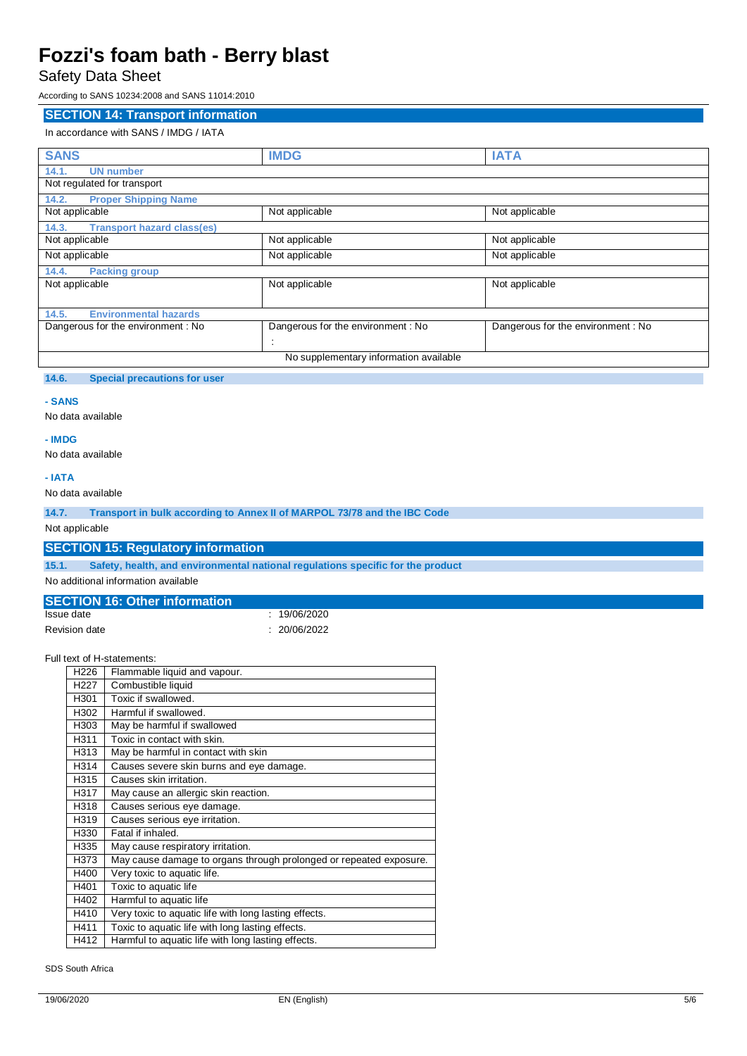## SECTION 14: Transport information

In accordance with SANS / IMDG / IATA

| SANS | IMDG | IATA |
|---|---|---|
| **14.1. UN number** | | |
| Not regulated for transport | | |
| **14.2. Proper Shipping Name** | | |
| Not applicable | Not applicable | Not applicable |
| **14.3. Transport hazard class(es)** | | |
| Not applicable | Not applicable | Not applicable |
| Not applicable | Not applicable | Not applicable |
| **14.4. Packing group** | | |
| Not applicable | Not applicable | Not applicable |
| **14.5. Environmental hazards** | | |
| Dangerous for the environment : No | Dangerous for the environment : No<br>: | Dangerous for the environment : No |
| No supplementary information available | | |

### 14.6. Special precautions for user

**- SANS**

No data available

**- IMDG**

No data available

**- IATA**

No data available

### 14.7. Transport in bulk according to Annex II of MARPOL 73/78 and the IBC Code

Not applicable

## SECTION 15: Regulatory information

### 15.1. Safety, health, and environmental national regulations specific for the product

No additional information available

## SECTION 16: Other information

Issue date : 19/06/2020

Revision date : 20/06/2022

Full text of H-statements:

| | |
|---|---|
| H226 | Flammable liquid and vapour. |
| H227 | Combustible liquid |
| H301 | Toxic if swallowed. |
| H302 | Harmful if swallowed. |
| H303 | May be harmful if swallowed |
| H311 | Toxic in contact with skin. |
| H313 | May be harmful in contact with skin |
| H314 | Causes severe skin burns and eye damage. |
| H315 | Causes skin irritation. |
| H317 | May cause an allergic skin reaction. |
| H318 | Causes serious eye damage. |
| H319 | Causes serious eye irritation. |
| H330 | Fatal if inhaled. |
| H335 | May cause respiratory irritation. |
| H373 | May cause damage to organs through prolonged or repeated exposure. |
| H400 | Very toxic to aquatic life. |
| H401 | Toxic to aquatic life |
| H402 | Harmful to aquatic life |
| H410 | Very toxic to aquatic life with long lasting effects. |
| H411 | Toxic to aquatic life with long lasting effects. |
| H412 | Harmful to aquatic life with long lasting effects. |

SDS South Africa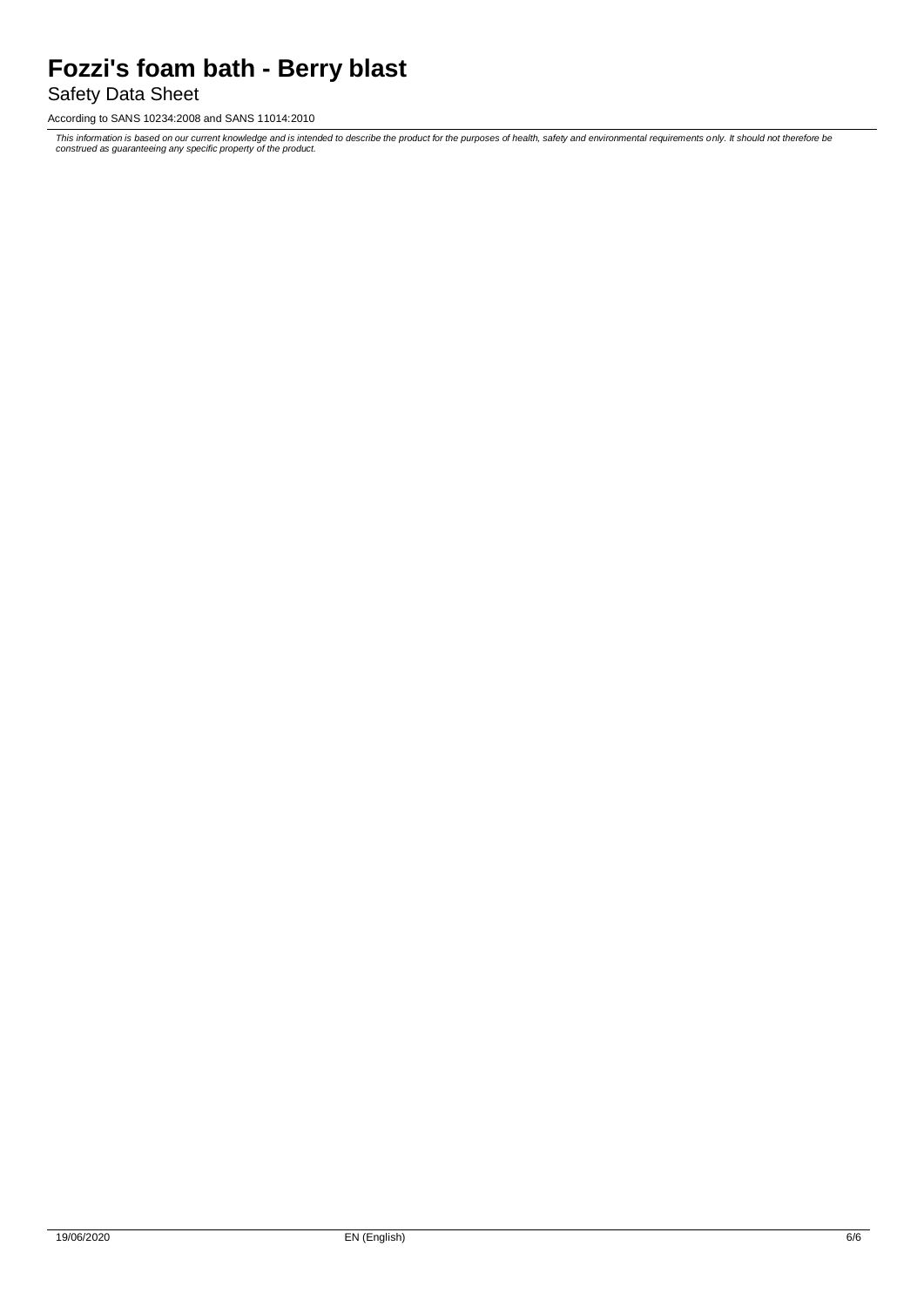*This information is based on our current knowledge and is intended to describe the product for the purposes of health, safety and environmental requirements only. It should not therefore be construed as guaranteeing any specific property of the product.*